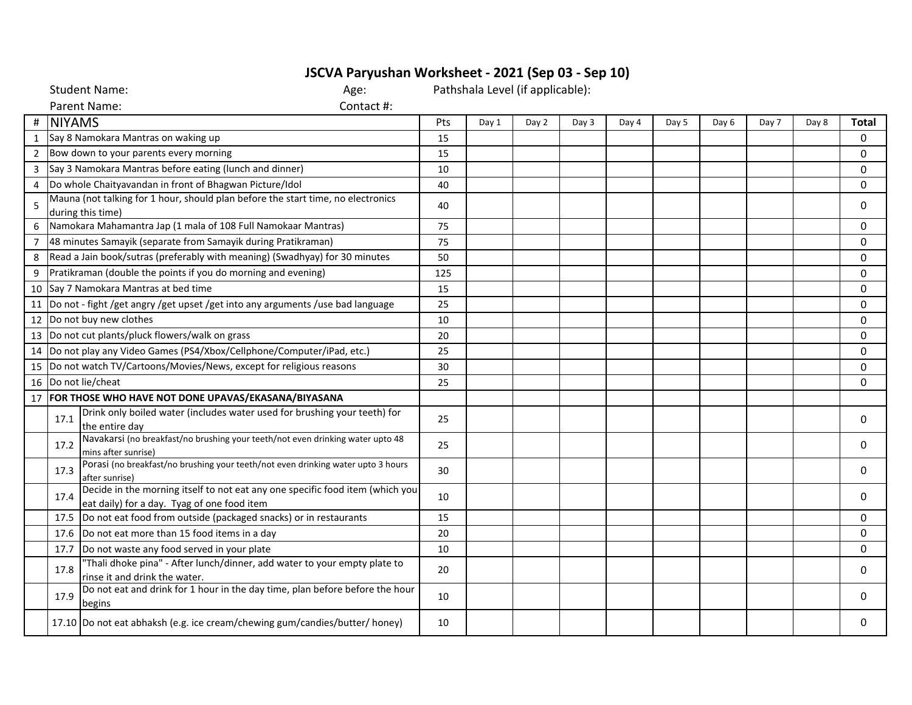# JSCVA Paryushan Worksheet - 2021 (Sep 03 - Sep 10)

Student Name: Age: Pathshala Level (if applicable):

Parent Name: Contact #:

| # | NIYAMS | Pts | Day 1 | Day 2 | Day 3 | Day 4 | Day 5 | Day 6 | Day 7 | Day 8 | Total |
|---|---|---|---|---|---|---|---|---|---|---|---|
| 1 | Say 8 Namokara Mantras on waking up | 15 | | | | | | | | | 0 |
| 2 | Bow down to your parents every morning | 15 | | | | | | | | | 0 |
| 3 | Say 3 Namokara Mantras before eating (lunch and dinner) | 10 | | | | | | | | | 0 |
| 4 | Do whole Chaityavandan in front of Bhagwan Picture/Idol | 40 | | | | | | | | | 0 |
| 5 | Mauna (not talking for 1 hour, should plan before the start time, no electronics during this time) | 40 | | | | | | | | | 0 |
| 6 | Namokara Mahamantra Jap (1 mala of 108 Full Namokaar Mantras) | 75 | | | | | | | | | 0 |
| 7 | 48 minutes Samayik (separate from Samayik during Pratikraman) | 75 | | | | | | | | | 0 |
| 8 | Read a Jain book/sutras (preferably with meaning) (Swadhyay) for 30 minutes | 50 | | | | | | | | | 0 |
| 9 | Pratikraman (double the points if you do morning and evening) | 125 | | | | | | | | | 0 |
| 10 | Say 7 Namokara Mantras at bed time | 15 | | | | | | | | | 0 |
| 11 | Do not - fight /get angry /get upset /get into any arguments /use bad language | 25 | | | | | | | | | 0 |
| 12 | Do not buy new clothes | 10 | | | | | | | | | 0 |
| 13 | Do not cut plants/pluck flowers/walk on grass | 20 | | | | | | | | | 0 |
| 14 | Do not play any Video Games (PS4/Xbox/Cellphone/Computer/iPad, etc.) | 25 | | | | | | | | | 0 |
| 15 | Do not watch TV/Cartoons/Movies/News, except for religious reasons | 30 | | | | | | | | | 0 |
| 16 | Do not lie/cheat | 25 | | | | | | | | | 0 |
| 17 | **FOR THOSE WHO HAVE NOT DONE UPAVAS/EKASANA/BIYASANA** | | | | | | | | | | |
| 17.1 | Drink only boiled water (includes water used for brushing your teeth) for the entire day | 25 | | | | | | | | | 0 |
| 17.2 | Navakarsi (no breakfast/no brushing your teeth/not even drinking water upto 48 mins after sunrise) | 25 | | | | | | | | | 0 |
| 17.3 | Porasi (no breakfast/no brushing your teeth/not even drinking water upto 3 hours after sunrise) | 30 | | | | | | | | | 0 |
| 17.4 | Decide in the morning itself to not eat any one specific food item (which you eat daily) for a day. Tyag of one food item | 10 | | | | | | | | | 0 |
| 17.5 | Do not eat food from outside (packaged snacks) or in restaurants | 15 | | | | | | | | | 0 |
| 17.6 | Do not eat more than 15 food items in a day | 20 | | | | | | | | | 0 |
| 17.7 | Do not waste any food served in your plate | 10 | | | | | | | | | 0 |
| 17.8 | "Thali dhoke pina" - After lunch/dinner, add water to your empty plate to rinse it and drink the water. | 20 | | | | | | | | | 0 |
| 17.9 | Do not eat and drink for 1 hour in the day time, plan before before the hour begins | 10 | | | | | | | | | 0 |
| 17.10 | Do not eat abhaksh (e.g. ice cream/chewing gum/candies/butter/ honey) | 10 | | | | | | | | | 0 |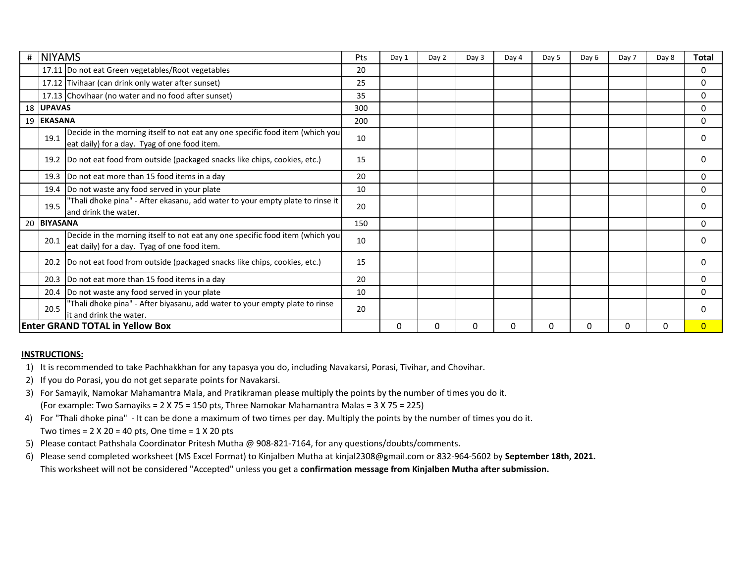| # | NIYAMS | | Pts | Day 1 | Day 2 | Day 3 | Day 4 | Day 5 | Day 6 | Day 7 | Day 8 | Total |
|---|---|---|---|---|---|---|---|---|---|---|---|---|
| | 17.11 | Do not eat Green vegetables/Root vegetables | 20 | | | | | | | | | 0 |
| | 17.12 | Tivihaar (can drink only water after sunset) | 25 | | | | | | | | | 0 |
| | 17.13 | Chovihaar (no water and no food after sunset) | 35 | | | | | | | | | 0 |
| 18 | **UPAVAS** | | 300 | | | | | | | | | 0 |
| 19 | **EKASANA** | | 200 | | | | | | | | | 0 |
| | 19.1 | Decide in the morning itself to not eat any one specific food item (which you eat daily) for a day. Tyag of one food item. | 10 | | | | | | | | | 0 |
| | 19.2 | Do not eat food from outside (packaged snacks like chips, cookies, etc.) | 15 | | | | | | | | | 0 |
| | 19.3 | Do not eat more than 15 food items in a day | 20 | | | | | | | | | 0 |
| | 19.4 | Do not waste any food served in your plate | 10 | | | | | | | | | 0 |
| | 19.5 | "Thali dhoke pina" - After ekasanu, add water to your empty plate to rinse it and drink the water. | 20 | | | | | | | | | 0 |
| 20 | **BIYASANA** | | 150 | | | | | | | | | 0 |
| | 20.1 | Decide in the morning itself to not eat any one specific food item (which you eat daily) for a day. Tyag of one food item. | 10 | | | | | | | | | 0 |
| | 20.2 | Do not eat food from outside (packaged snacks like chips, cookies, etc.) | 15 | | | | | | | | | 0 |
| | 20.3 | Do not eat more than 15 food items in a day | 20 | | | | | | | | | 0 |
| | 20.4 | Do not waste any food served in your plate | 10 | | | | | | | | | 0 |
| | 20.5 | "Thali dhoke pina" - After biyasanu, add water to your empty plate to rinse it and drink the water. | 20 | | | | | | | | | 0 |
| **Enter GRAND TOTAL in Yellow Box** | | | | 0 | 0 | 0 | 0 | 0 | 0 | 0 | 0 | 0 |

**INSTRUCTIONS:**

1) It is recommended to take Pachhakkhan for any tapasya you do, including Navakarsi, Porasi, Tivihar, and Chovihar.
2) If you do Porasi, you do not get separate points for Navakarsi.
3) For Samayik, Namokar Mahamantra Mala, and Pratikraman please multiply the points by the number of times you do it.
   (For example: Two Samayiks = 2 X 75 = 150 pts, Three Namokar Mahamantra Malas = 3 X 75 = 225)
4) For "Thali dhoke pina" - It can be done a maximum of two times per day. Multiply the points by the number of times you do it.
   Two times = 2 X 20 = 40 pts, One time = 1 X 20 pts
5) Please contact Pathshala Coordinator Pritesh Mutha @ 908-821-7164, for any questions/doubts/comments.
6) Please send completed worksheet (MS Excel Format) to Kinjalben Mutha at kinjal2308@gmail.com or 832-964-5602 by **September 18th, 2021.**
   This worksheet will not be considered "Accepted" unless you get a **confirmation message from Kinjalben Mutha after submission.**